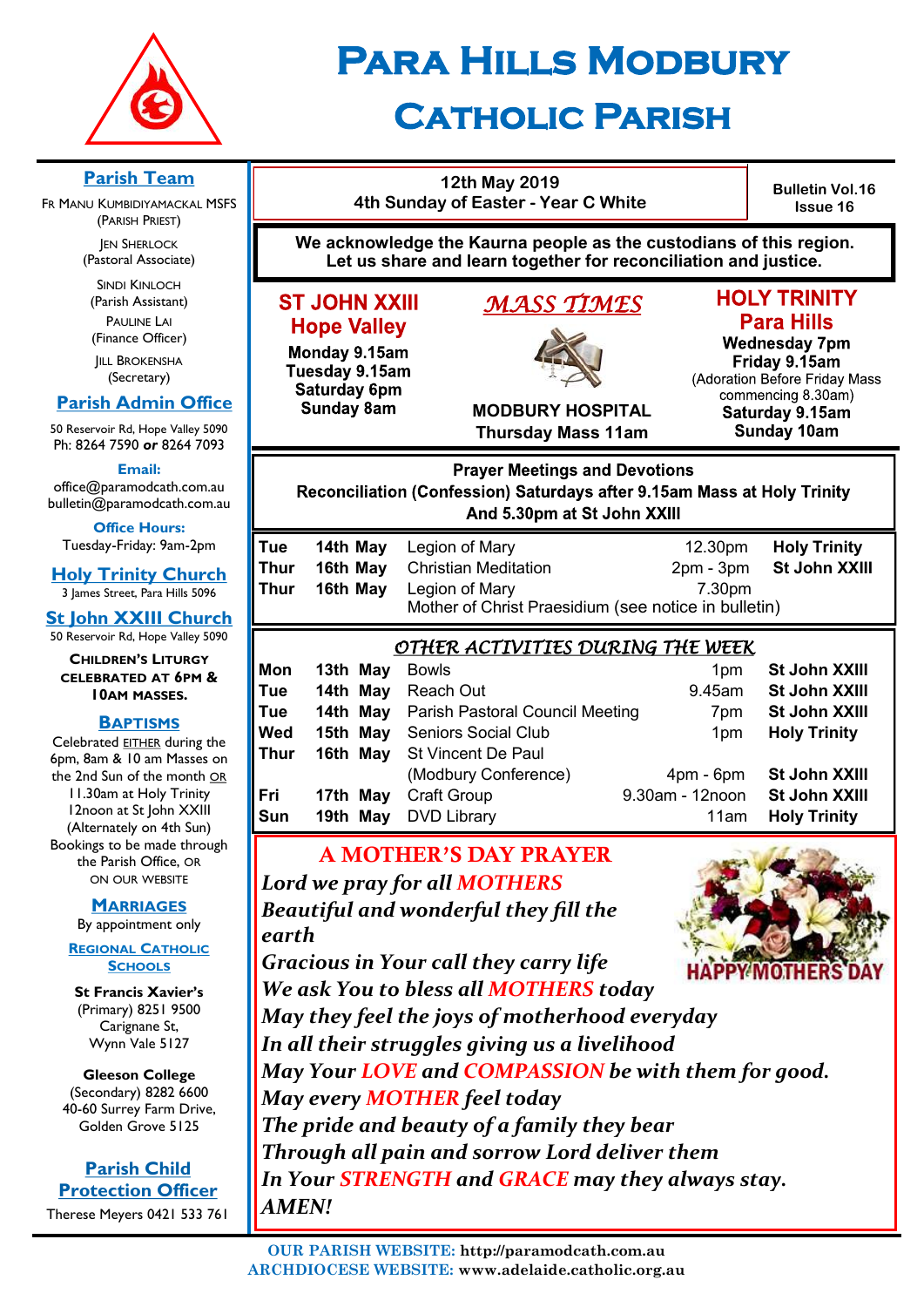# Para Hills Modbury Catholic Parish

## Parish Team

Fr Manu Kumbidiyamackal MSFS
(Parish Priest)

Jen Sherlock
(Pastoral Associate)

Sindi Kinloch
(Parish Assistant)

Pauline Lai
(Finance Officer)

Jill Brokensha
(Secretary)

## Parish Admin Office

50 Reservoir Rd, Hope Valley 5090
Ph: 8264 7590 **or** 8264 7093

**Email:**
office@paramodcath.com.au
bulletin@paramodcath.com.au

**Office Hours:**
Tuesday-Friday: 9am-2pm

## Holy Trinity Church

3 James Street, Para Hills 5096

## St John XXIII Church

50 Reservoir Rd, Hope Valley 5090

**Children's Liturgy celebrated at 6pm & 10am Masses.**

## Baptisms

Celebrated EITHER during the 6pm, 8am & 10 am Masses on the 2nd Sun of the month OR 11.30am at Holy Trinity 12noon at St John XXIII (Alternately on 4th Sun)
Bookings to be made through the Parish Office, or on our website

## Marriages

By appointment only

## Regional Catholic Schools

**St Francis Xavier's**
(Primary) 8251 9500
Carignane St,
Wynn Vale 5127

**Gleeson College**
(Secondary) 8282 6600
40-60 Surrey Farm Drive,
Golden Grove 5125

## Parish Child Protection Officer

Therese Meyers 0421 533 761

---

**12th May 2019**
**4th Sunday of Easter - Year C White**

**Bulletin Vol.16 Issue 16**

**We acknowledge the Kaurna people as the custodians of this region. Let us share and learn together for reconciliation and justice.**

## MASS TIMES

**ST JOHN XXIII Hope Valley**
Monday 9.15am
Tuesday 9.15am
Saturday 6pm
Sunday 8am

**MODBURY HOSPITAL**
Thursday Mass 11am

**HOLY TRINITY Para Hills**
Wednesday 7pm
Friday 9.15am
(Adoration Before Friday Mass commencing 8.30am)
Saturday 9.15am
Sunday 10am

**Prayer Meetings and Devotions**
**Reconciliation (Confession) Saturdays after 9.15am Mass at Holy Trinity And 5.30pm at St John XXIII**

| | | | | |
|---|---|---|---|---|
| Tue | 14th May | Legion of Mary | 12.30pm | Holy Trinity |
| Thur | 16th May | Christian Meditation | 2pm - 3pm | St John XXIII |
| Thur | 16th May | Legion of Mary<br>Mother of Christ Praesidium (see notice in bulletin) | 7.30pm | |

## OTHER ACTIVITIES DURING THE WEEK

| | | | | |
|---|---|---|---|---|
| Mon | 13th May | Bowls | 1pm | St John XXIII |
| Tue | 14th May | Reach Out | 9.45am | St John XXIII |
| Tue | 14th May | Parish Pastoral Council Meeting | 7pm | St John XXIII |
| Wed | 15th May | Seniors Social Club | 1pm | Holy Trinity |
| Thur | 16th May | St Vincent De Paul (Modbury Conference) | 4pm - 6pm | St John XXIII |
| Fri | 17th May | Craft Group | 9.30am - 12noon | St John XXIII |
| Sun | 19th May | DVD Library | 11am | Holy Trinity |

## A MOTHER'S DAY PRAYER

HAPPY MOTHERS DAY

*Lord we pray for all MOTHERS*
*Beautiful and wonderful they fill the earth*
*Gracious in Your call they carry life*
*We ask You to bless all MOTHERS today*
*May they feel the joys of motherhood everyday*
*In all their struggles giving us a livelihood*
*May Your LOVE and COMPASSION be with them for good.*
*May every MOTHER feel today*
*The pride and beauty of a family they bear*
*Through all pain and sorrow Lord deliver them*
*In Your STRENGTH and GRACE may they always stay.*
*AMEN!*

**OUR PARISH WEBSITE:** http://paramodcath.com.au
**ARCHDIOCESE WEBSITE:** www.adelaide.catholic.org.au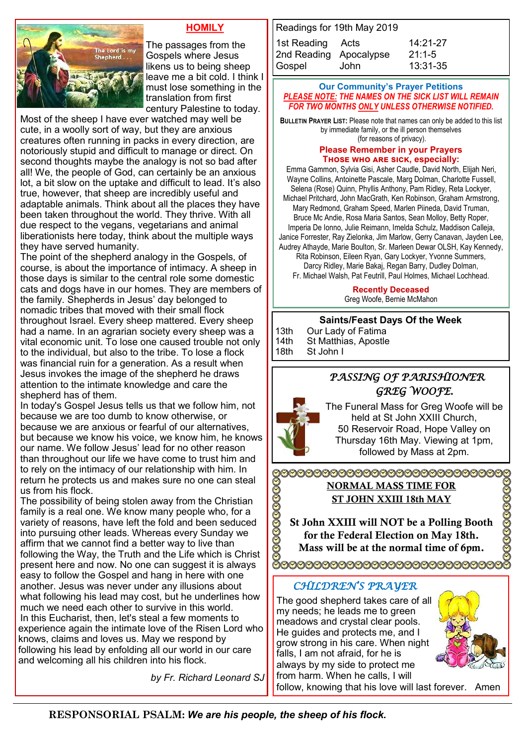## HOMILY

The passages from the Gospels where Jesus likens us to being sheep leave me a bit cold. I think I must lose something in the translation from first century Palestine to today. Most of the sheep I have ever watched may well be cute, in a woolly sort of way, but they are anxious creatures often running in packs in every direction, are notoriously stupid and difficult to manage or direct. On second thoughts maybe the analogy is not so bad after all! We, the people of God, can certainly be an anxious lot, a bit slow on the uptake and difficult to lead. It's also true, however, that sheep are incredibly useful and adaptable animals. Think about all the places they have been taken throughout the world. They thrive. With all due respect to the vegans, vegetarians and animal liberationists here today, think about the multiple ways they have served humanity.

The point of the shepherd analogy in the Gospels, of course, is about the importance of intimacy. A sheep in those days is similar to the central role some domestic cats and dogs have in our homes. They are members of the family. Shepherds in Jesus' day belonged to nomadic tribes that moved with their small flock throughout Israel. Every sheep mattered. Every sheep had a name. In an agrarian society every sheep was a vital economic unit. To lose one caused trouble not only to the individual, but also to the tribe. To lose a flock was financial ruin for a generation. As a result when Jesus invokes the image of the shepherd he draws attention to the intimate knowledge and care the shepherd has of them.

In today's Gospel Jesus tells us that we follow him, not because we are too dumb to know otherwise, or because we are anxious or fearful of our alternatives, but because we know his voice, we know him, he knows our name. We follow Jesus' lead for no other reason than throughout our life we have come to trust him and to rely on the intimacy of our relationship with him. In return he protects us and makes sure no one can steal us from his flock.

The possibility of being stolen away from the Christian family is a real one. We know many people who, for a variety of reasons, have left the fold and been seduced into pursuing other leads. Whereas every Sunday we affirm that we cannot find a better way to live than following the Way, the Truth and the Life which is Christ present here and now. No one can suggest it is always easy to follow the Gospel and hang in here with one another. Jesus was never under any illusions about what following his lead may cost, but he underlines how much we need each other to survive in this world.

In this Eucharist, then, let's steal a few moments to experience again the intimate love of the Risen Lord who knows, claims and loves us. May we respond by following his lead by enfolding all our world in our care and welcoming all his children into his flock.

*by Fr. Richard Leonard SJ*

---

Readings for 19th May 2019

| | | |
|---|---|---|
| 1st Reading | Acts | 14:21-27 |
| 2nd Reading | Apocalypse | 21:1-5 |
| Gospel | John | 13:31-35 |

---

**Our Community's Prayer Petitions**

***PLEASE NOTE: THE NAMES ON THE SICK LIST WILL REMAIN FOR TWO MONTHS ONLY UNLESS OTHERWISE NOTIFIED.***

**BULLETIN PRAYER LIST:** Please note that names can only be added to this list by immediate family, or the ill person themselves (for reasons of privacy).

**Please Remember in your Prayers**
**THOSE WHO ARE SICK, especially:**

Emma Gammon, Sylvia Gisi, Asher Caudle, David North, Elijah Neri, Wayne Collins, Antoinette Pascale, Marg Dolman, Charlotte Fussell, Selena (Rose) Quinn, Phyllis Anthony, Pam Ridley, Reta Lockyer, Michael Pritchard, John MacGrath, Ken Robinson, Graham Armstrong, Mary Redmond, Graham Speed, Marlen Piineda, David Truman, Bruce Mc Andie, Rosa Maria Santos, Sean Molloy, Betty Roper, Imperia De Ionno, Julie Reimann, Imelda Schulz, Maddison Calleja, Janice Forrester, Ray Zielonka, Jim Marlow, Gerry Canavan, Jayden Lee, Audrey Athayde, Marie Boulton, Sr. Marleen Dewar OLSH, Kay Kennedy, Rita Robinson, Eileen Ryan, Gary Lockyer, Yvonne Summers, Darcy Ridley, Marie Bakaj, Regan Barry, Dudley Dolman, Fr. Michael Walsh, Pat Feutrill, Paul Holmes, Michael Lochhead.

**Recently Deceased**
Greg Woofe, Bernie McMahon

---

**Saints/Feast Days Of the Week**

| | |
|---|---|
| 13th | Our Lady of Fatima |
| 14th | St Matthias, Apostle |
| 18th | St John I |

---

### *PASSING OF PARISHIONER GREG WOOFE.*

The Funeral Mass for Greg Woofe will be held at St John XXIII Church, 50 Reservoir Road, Hope Valley on Thursday 16th May. Viewing at 1pm, followed by Mass at 2pm.

---

**NORMAL MASS TIME FOR ST JOHN XXIII 18th MAY**

**St John XXIII will NOT be a Polling Booth for the Federal Election on May 18th. Mass will be at the normal time of 6pm.**

---

### *CHILDREN'S PRAYER*

The good shepherd takes care of all my needs; he leads me to green meadows and crystal clear pools. He guides and protects me, and I grow strong in his care. When night falls, I am not afraid, for he is always by my side to protect me from harm. When he calls, I will follow, knowing that his love will last forever. Amen

---

**RESPONSORIAL PSALM:** ***We are his people, the sheep of his flock.***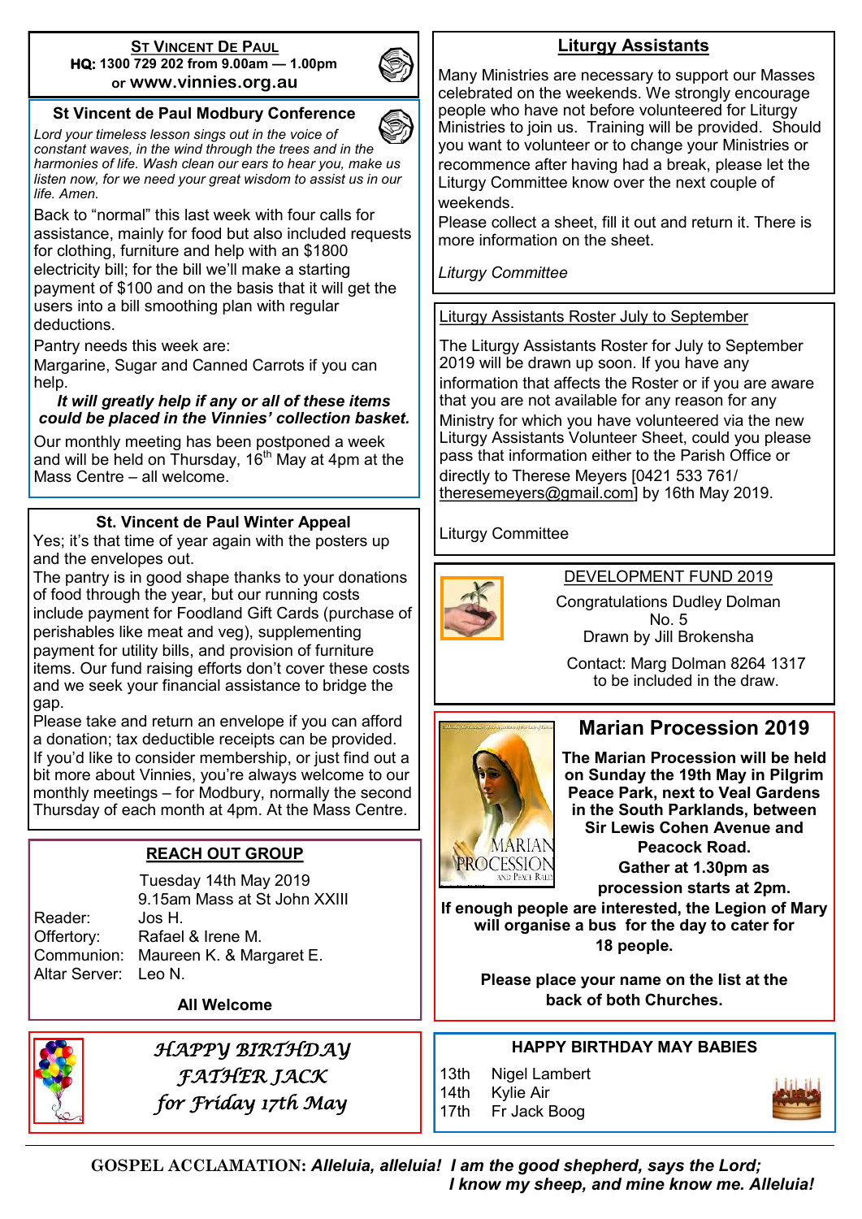## ST VINCENT DE PAUL

**HQ: 1300 729 202 from 9.00am — 1.00pm**
or **www.vinnies.org.au**

### St Vincent de Paul Modbury Conference

*Lord your timeless lesson sings out in the voice of constant waves, in the wind through the trees and in the harmonies of life. Wash clean our ears to hear you, make us listen now, for we need your great wisdom to assist us in our life. Amen.*

Back to "normal" this last week with four calls for assistance, mainly for food but also included requests for clothing, furniture and help with an $1800 electricity bill; for the bill we'll make a starting payment of $100 and on the basis that it will get the users into a bill smoothing plan with regular deductions.

Pantry needs this week are:

Margarine, Sugar and Canned Carrots if you can help.

***It will greatly help if any or all of these items could be placed in the Vinnies' collection basket.***

Our monthly meeting has been postponed a week and will be held on Thursday, 16th May at 4pm at the Mass Centre – all welcome.

### St. Vincent de Paul Winter Appeal

Yes; it's that time of year again with the posters up and the envelopes out.

The pantry is in good shape thanks to your donations of food through the year, but our running costs include payment for Foodland Gift Cards (purchase of perishables like meat and veg), supplementing payment for utility bills, and provision of furniture items. Our fund raising efforts don't cover these costs and we seek your financial assistance to bridge the gap.

Please take and return an envelope if you can afford a donation; tax deductible receipts can be provided.

If you'd like to consider membership, or just find out a bit more about Vinnies, you're always welcome to our monthly meetings – for Modbury, normally the second Thursday of each month at 4pm. At the Mass Centre.

### REACH OUT GROUP

Tuesday 14th May 2019
9.15am Mass at St John XXIII

| | |
|---|---|
| Reader: | Jos H. |
| Offertory: | Rafael & Irene M. |
| Communion: | Maureen K. & Margaret E. |
| Altar Server: | Leo N. |

**All Welcome**

### *HAPPY BIRTHDAY FATHER JACK for Friday 17th May*

### Liturgy Assistants

Many Ministries are necessary to support our Masses celebrated on the weekends. We strongly encourage people who have not before volunteered for Liturgy Ministries to join us. Training will be provided. Should you want to volunteer or to change your Ministries or recommence after having had a break, please let the Liturgy Committee know over the next couple of weekends.

Please collect a sheet, fill it out and return it. There is more information on the sheet.

*Liturgy Committee*

### Liturgy Assistants Roster July to September

The Liturgy Assistants Roster for July to September 2019 will be drawn up soon. If you have any information that affects the Roster or if you are aware that you are not available for any reason for any Ministry for which you have volunteered via the new Liturgy Assistants Volunteer Sheet, could you please pass that information either to the Parish Office or directly to Therese Meyers [0421 533 761/ theresemeyers@gmail.com] by 16th May 2019.

Liturgy Committee

### DEVELOPMENT FUND 2019

Congratulations Dudley Dolman
No. 5
Drawn by Jill Brokensha

Contact: Marg Dolman 8264 1317 to be included in the draw.

### Marian Procession 2019

**The Marian Procession will be held on Sunday the 19th May in Pilgrim Peace Park, next to Veal Gardens in the South Parklands, between Sir Lewis Cohen Avenue and Peacock Road.**

**Gather at 1.30pm as procession starts at 2pm.**

**If enough people are interested, the Legion of Mary will organise a bus for the day to cater for 18 people.**

**Please place your name on the list at the back of both Churches.**

### HAPPY BIRTHDAY MAY BABIES

| | |
|---|---|
| 13th | Nigel Lambert |
| 14th | Kylie Air |
| 17th | Fr Jack Boog |

**GOSPEL ACCLAMATION:** ***Alleluia, alleluia! I am the good shepherd, says the Lord; I know my sheep, and mine know me. Alleluia!***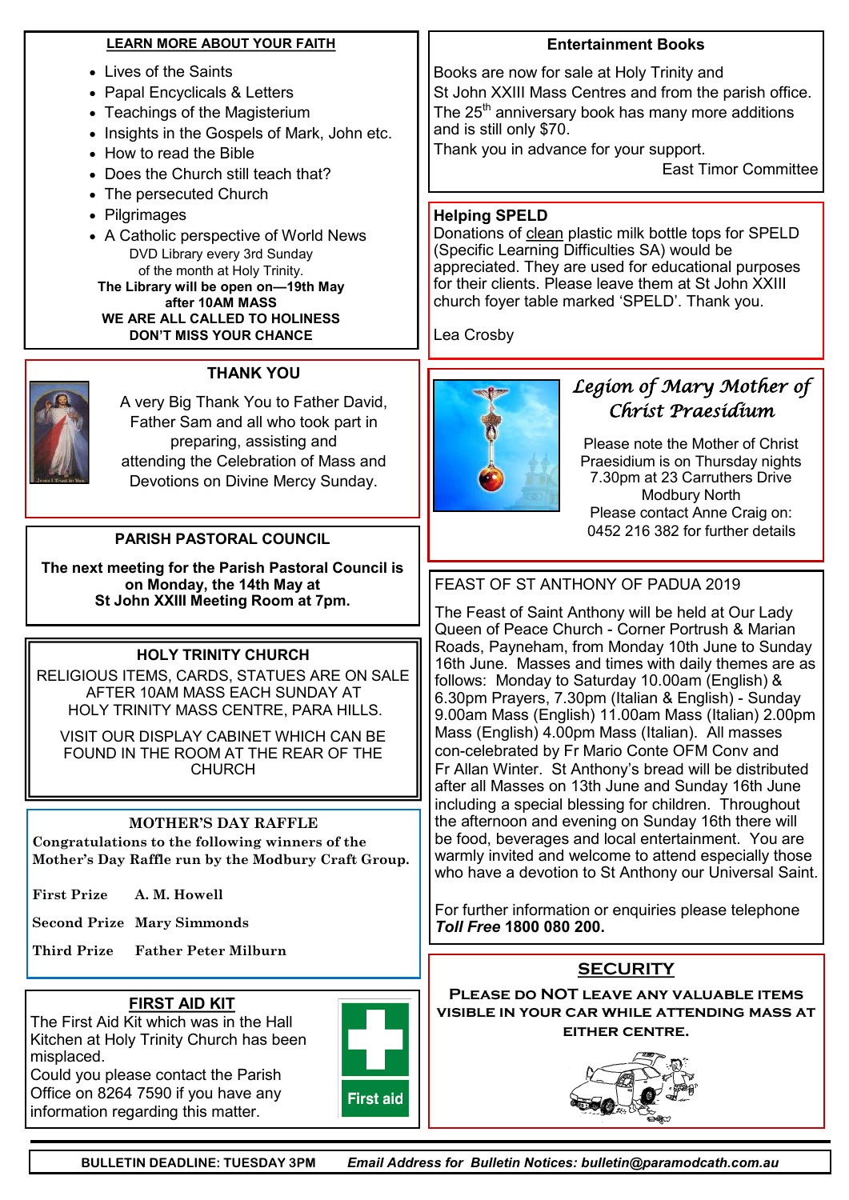## LEARN MORE ABOUT YOUR FAITH

- Lives of the Saints
- Papal Encyclicals & Letters
- Teachings of the Magisterium
- Insights in the Gospels of Mark, John etc.
- How to read the Bible
- Does the Church still teach that?
- The persecuted Church
- Pilgrimages
- A Catholic perspective of World News

DVD Library every 3rd Sunday of the month at Holy Trinity.

**The Library will be open on—19th May after 10AM MASS**

**WE ARE ALL CALLED TO HOLINESS DON'T MISS YOUR CHANCE**

## THANK YOU

A very Big Thank You to Father David, Father Sam and all who took part in preparing, assisting and attending the Celebration of Mass and Devotions on Divine Mercy Sunday.

## PARISH PASTORAL COUNCIL

**The next meeting for the Parish Pastoral Council is on Monday, the 14th May at St John XXIII Meeting Room at 7pm.**

## HOLY TRINITY CHURCH

RELIGIOUS ITEMS, CARDS, STATUES ARE ON SALE AFTER 10AM MASS EACH SUNDAY AT HOLY TRINITY MASS CENTRE, PARA HILLS.

VISIT OUR DISPLAY CABINET WHICH CAN BE FOUND IN THE ROOM AT THE REAR OF THE CHURCH

## MOTHER'S DAY RAFFLE

**Congratulations to the following winners of the Mother's Day Raffle run by the Modbury Craft Group.**

**First Prize** A. M. Howell

**Second Prize** Mary Simmonds

**Third Prize** Father Peter Milburn

## FIRST AID KIT

The First Aid Kit which was in the Hall Kitchen at Holy Trinity Church has been misplaced.

Could you please contact the Parish Office on 8264 7590 if you have any information regarding this matter.

First aid

## Entertainment Books

Books are now for sale at Holy Trinity and St John XXIII Mass Centres and from the parish office. The 25th anniversary book has many more additions and is still only $70.

Thank you in advance for your support.

East Timor Committee

## Helping SPELD

Donations of clean plastic milk bottle tops for SPELD (Specific Learning Difficulties SA) would be appreciated. They are used for educational purposes for their clients. Please leave them at St John XXIII church foyer table marked 'SPELD'. Thank you.

Lea Crosby

## *Legion of Mary Mother of Christ Praesidium*

Please note the Mother of Christ Praesidium is on Thursday nights 7.30pm at 23 Carruthers Drive Modbury North

Please contact Anne Craig on: 0452 216 382 for further details

## FEAST OF ST ANTHONY OF PADUA 2019

The Feast of Saint Anthony will be held at Our Lady Queen of Peace Church - Corner Portrush & Marian Roads, Payneham, from Monday 10th June to Sunday 16th June. Masses and times with daily themes are as follows: Monday to Saturday 10.00am (English) & 6.30pm Prayers, 7.30pm (Italian & English) - Sunday 9.00am Mass (English) 11.00am Mass (Italian) 2.00pm Mass (English) 4.00pm Mass (Italian). All masses con-celebrated by Fr Mario Conte OFM Conv and Fr Allan Winter. St Anthony's bread will be distributed after all Masses on 13th June and Sunday 16th June including a special blessing for children. Throughout the afternoon and evening on Sunday 16th there will be food, beverages and local entertainment. You are warmly invited and welcome to attend especially those who have a devotion to St Anthony our Universal Saint.

For further information or enquiries please telephone ***Toll Free* 1800 080 200.**

## SECURITY

**PLEASE DO NOT LEAVE ANY VALUABLE ITEMS VISIBLE IN YOUR CAR WHILE ATTENDING MASS AT EITHER CENTRE.**

**BULLETIN DEADLINE: TUESDAY 3PM** ***Email Address for Bulletin Notices: bulletin@paramodcath.com.au***